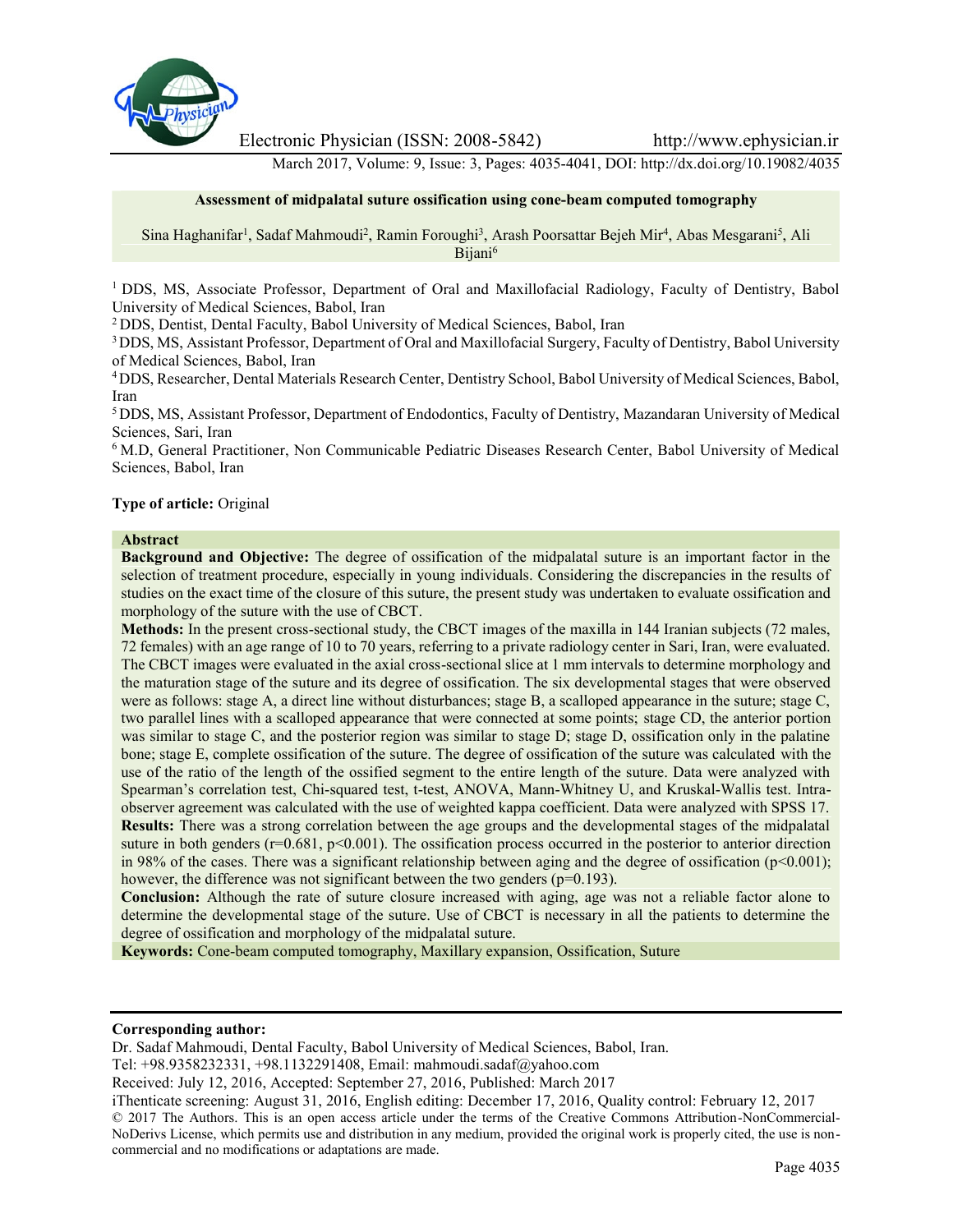# Assessment of midpalatal suture ossification using cone-beam computed tomography

Sina Haghanifar[1], Sadaf Mahmoudi[2], Ramin Foroughi[3], Arash Poorsattar Bejeh Mir[4], Abas Mesgarani[5], Ali Bijani[6]

[1] DDS, MS, Associate Professor, Department of Oral and Maxillofacial Radiology, Faculty of Dentistry, Babol University of Medical Sciences, Babol, Iran

[2] DDS, Dentist, Dental Faculty, Babol University of Medical Sciences, Babol, Iran

[3] DDS, MS, Assistant Professor, Department of Oral and Maxillofacial Surgery, Faculty of Dentistry, Babol University of Medical Sciences, Babol, Iran

[4] DDS, Researcher, Dental Materials Research Center, Dentistry School, Babol University of Medical Sciences, Babol, Iran

[5] DDS, MS, Assistant Professor, Department of Endodontics, Faculty of Dentistry, Mazandaran University of Medical Sciences, Sari, Iran

[6] M.D, General Practitioner, Non Communicable Pediatric Diseases Research Center, Babol University of Medical Sciences, Babol, Iran

**Type of article:** Original

## Abstract

**Background and Objective:** The degree of ossification of the midpalatal suture is an important factor in the selection of treatment procedure, especially in young individuals. Considering the discrepancies in the results of studies on the exact time of the closure of this suture, the present study was undertaken to evaluate ossification and morphology of the suture with the use of CBCT.

**Methods:** In the present cross-sectional study, the CBCT images of the maxilla in 144 Iranian subjects (72 males, 72 females) with an age range of 10 to 70 years, referring to a private radiology center in Sari, Iran, were evaluated. The CBCT images were evaluated in the axial cross-sectional slice at 1 mm intervals to determine morphology and the maturation stage of the suture and its degree of ossification. The six developmental stages that were observed were as follows: stage A, a direct line without disturbances; stage B, a scalloped appearance in the suture; stage C, two parallel lines with a scalloped appearance that were connected at some points; stage CD, the anterior portion was similar to stage C, and the posterior region was similar to stage D; stage D, ossification only in the palatine bone; stage E, complete ossification of the suture. The degree of ossification of the suture was calculated with the use of the ratio of the length of the ossified segment to the entire length of the suture. Data were analyzed with Spearman's correlation test, Chi-squared test, t-test, ANOVA, Mann-Whitney U, and Kruskal-Wallis test. Intra-observer agreement was calculated with the use of weighted kappa coefficient. Data were analyzed with SPSS 17.

**Results:** There was a strong correlation between the age groups and the developmental stages of the midpalatal suture in both genders ($r=0.681$, $p<0.001$). The ossification process occurred in the posterior to anterior direction in 98% of the cases. There was a significant relationship between aging and the degree of ossification ($p<0.001$); however, the difference was not significant between the two genders ($p=0.193$).

**Conclusion:** Although the rate of suture closure increased with aging, age was not a reliable factor alone to determine the developmental stage of the suture. Use of CBCT is necessary in all the patients to determine the degree of ossification and morphology of the midpalatal suture.

**Keywords:** Cone-beam computed tomography, Maxillary expansion, Ossification, Suture

**Corresponding author:**

Dr. Sadaf Mahmoudi, Dental Faculty, Babol University of Medical Sciences, Babol, Iran.

Tel: +98.9358232331, +98.1132291408, Email: mahmoudi.sadaf@yahoo.com

Received: July 12, 2016, Accepted: September 27, 2016, Published: March 2017

iThenticate screening: August 31, 2016, English editing: December 17, 2016, Quality control: February 12, 2017

© 2017 The Authors. This is an open access article under the terms of the Creative Commons Attribution-NonCommercial-NoDerivs License, which permits use and distribution in any medium, provided the original work is properly cited, the use is non-commercial and no modifications or adaptations are made.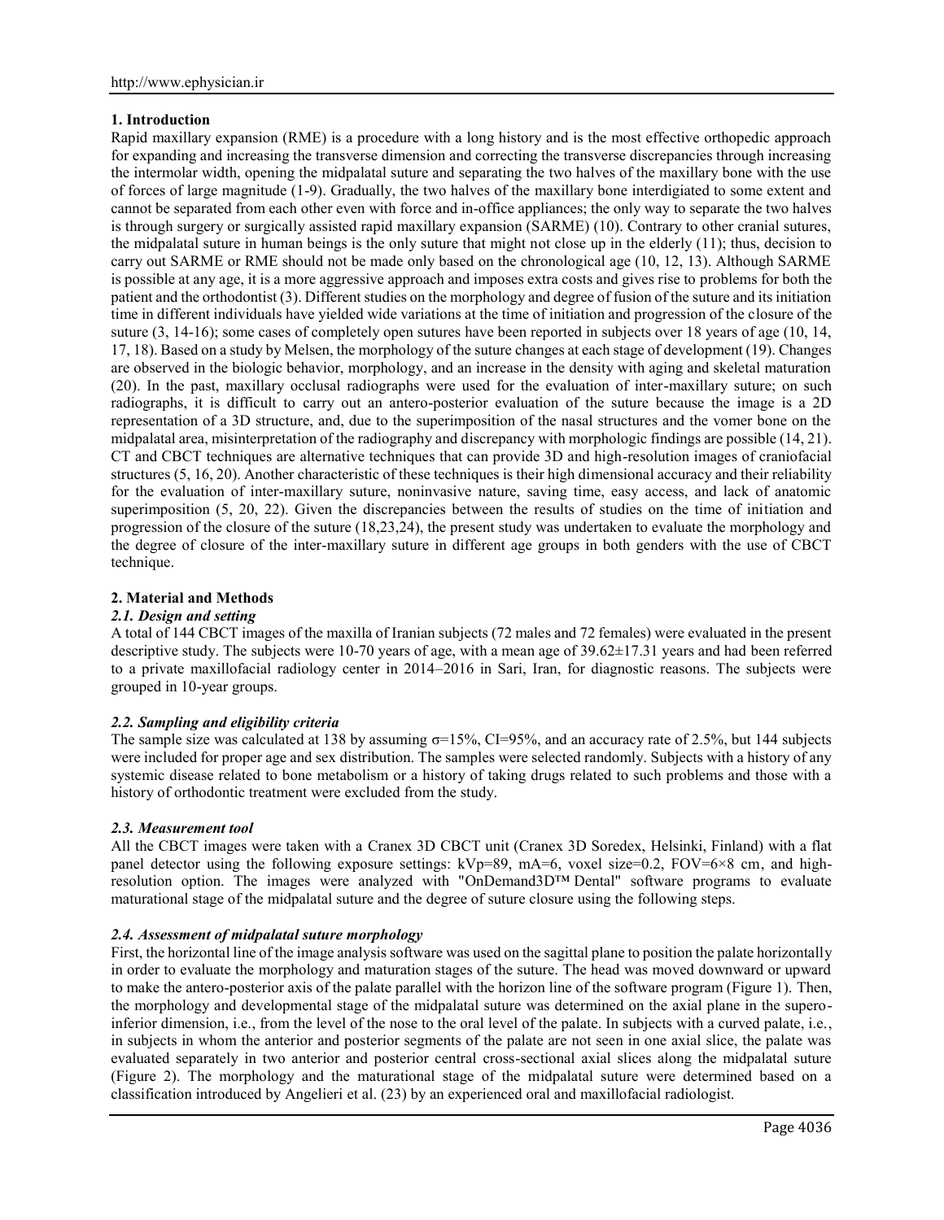## 1. Introduction

Rapid maxillary expansion (RME) is a procedure with a long history and is the most effective orthopedic approach for expanding and increasing the transverse dimension and correcting the transverse discrepancies through increasing the intermolar width, opening the midpalatal suture and separating the two halves of the maxillary bone with the use of forces of large magnitude (1-9). Gradually, the two halves of the maxillary bone interdigiated to some extent and cannot be separated from each other even with force and in-office appliances; the only way to separate the two halves is through surgery or surgically assisted rapid maxillary expansion (SARME) (10). Contrary to other cranial sutures, the midpalatal suture in human beings is the only suture that might not close up in the elderly (11); thus, decision to carry out SARME or RME should not be made only based on the chronological age (10, 12, 13). Although SARME is possible at any age, it is a more aggressive approach and imposes extra costs and gives rise to problems for both the patient and the orthodontist (3). Different studies on the morphology and degree of fusion of the suture and its initiation time in different individuals have yielded wide variations at the time of initiation and progression of the closure of the suture (3, 14-16); some cases of completely open sutures have been reported in subjects over 18 years of age (10, 14, 17, 18). Based on a study by Melsen, the morphology of the suture changes at each stage of development (19). Changes are observed in the biologic behavior, morphology, and an increase in the density with aging and skeletal maturation (20). In the past, maxillary occlusal radiographs were used for the evaluation of inter-maxillary suture; on such radiographs, it is difficult to carry out an antero-posterior evaluation of the suture because the image is a 2D representation of a 3D structure, and, due to the superimposition of the nasal structures and the vomer bone on the midpalatal area, misinterpretation of the radiography and discrepancy with morphologic findings are possible (14, 21). CT and CBCT techniques are alternative techniques that can provide 3D and high-resolution images of craniofacial structures (5, 16, 20). Another characteristic of these techniques is their high dimensional accuracy and their reliability for the evaluation of inter-maxillary suture, noninvasive nature, saving time, easy access, and lack of anatomic superimposition (5, 20, 22). Given the discrepancies between the results of studies on the time of initiation and progression of the closure of the suture (18,23,24), the present study was undertaken to evaluate the morphology and the degree of closure of the inter-maxillary suture in different age groups in both genders with the use of CBCT technique.

## 2. Material and Methods

### *2.1. Design and setting*

A total of 144 CBCT images of the maxilla of Iranian subjects (72 males and 72 females) were evaluated in the present descriptive study. The subjects were 10-70 years of age, with a mean age of 39.62±17.31 years and had been referred to a private maxillofacial radiology center in 2014–2016 in Sari, Iran, for diagnostic reasons. The subjects were grouped in 10-year groups.

### *2.2. Sampling and eligibility criteria*

The sample size was calculated at 138 by assuming σ=15%, CI=95%, and an accuracy rate of 2.5%, but 144 subjects were included for proper age and sex distribution. The samples were selected randomly. Subjects with a history of any systemic disease related to bone metabolism or a history of taking drugs related to such problems and those with a history of orthodontic treatment were excluded from the study.

### *2.3. Measurement tool*

All the CBCT images were taken with a Cranex 3D CBCT unit (Cranex 3D Soredex, Helsinki, Finland) with a flat panel detector using the following exposure settings: kVp=89, mA=6, voxel size=0.2, FOV=6×8 cm, and high-resolution option. The images were analyzed with "OnDemand3D™ Dental" software programs to evaluate maturational stage of the midpalatal suture and the degree of suture closure using the following steps.

### *2.4. Assessment of midpalatal suture morphology*

First, the horizontal line of the image analysis software was used on the sagittal plane to position the palate horizontally in order to evaluate the morphology and maturation stages of the suture. The head was moved downward or upward to make the antero-posterior axis of the palate parallel with the horizon line of the software program (Figure 1). Then, the morphology and developmental stage of the midpalatal suture was determined on the axial plane in the supero-inferior dimension, i.e., from the level of the nose to the oral level of the palate. In subjects with a curved palate, i.e., in subjects in whom the anterior and posterior segments of the palate are not seen in one axial slice, the palate was evaluated separately in two anterior and posterior central cross-sectional axial slices along the midpalatal suture (Figure 2). The morphology and the maturational stage of the midpalatal suture were determined based on a classification introduced by Angelieri et al. (23) by an experienced oral and maxillofacial radiologist.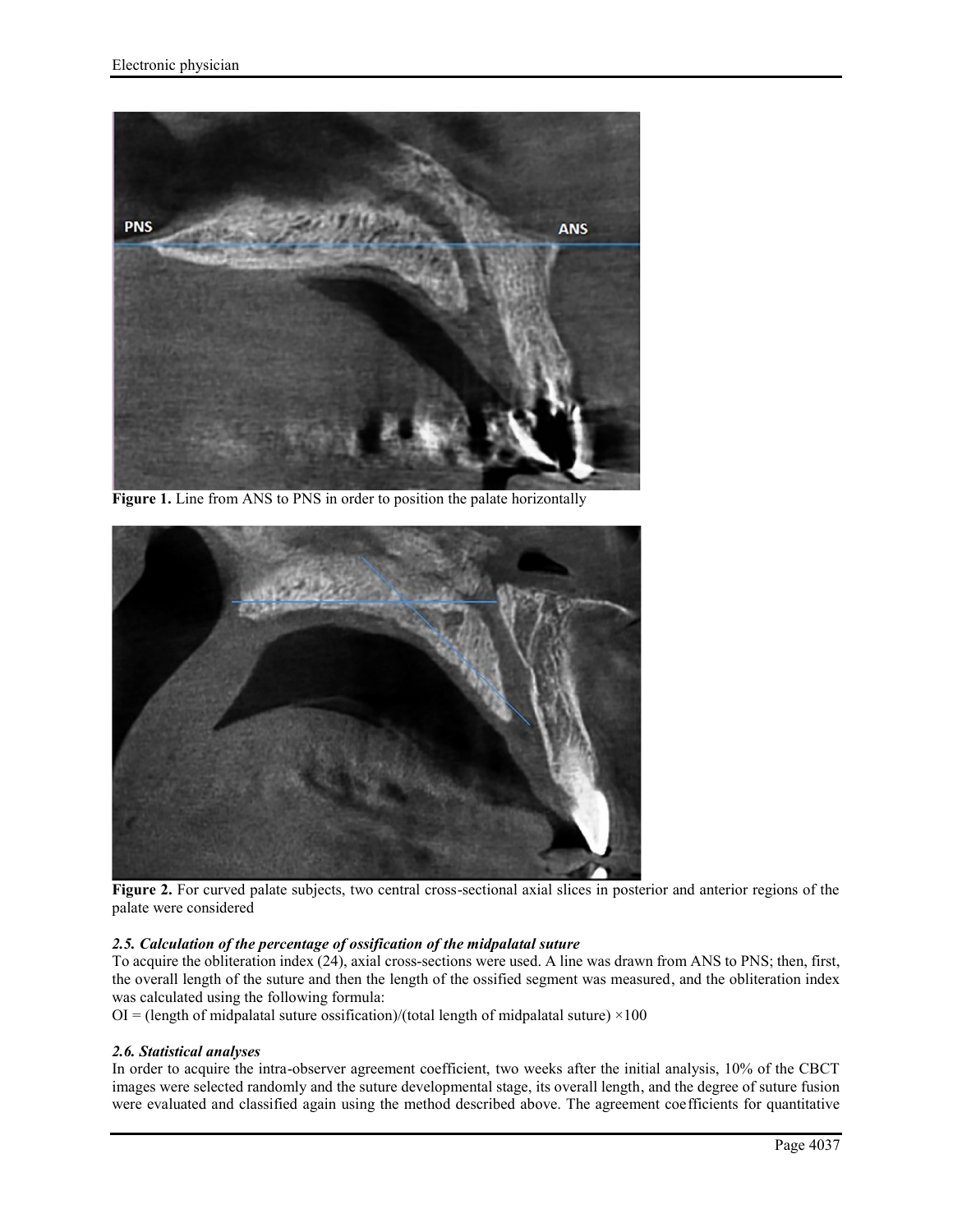Figure 1. Line from ANS to PNS in order to position the palate horizontally

Figure 2. For curved palate subjects, two central cross-sectional axial slices in posterior and anterior regions of the palate were considered

### *2.5. Calculation of the percentage of ossification of the midpalatal suture*

To acquire the obliteration index (24), axial cross-sections were used. A line was drawn from ANS to PNS; then, first, the overall length of the suture and then the length of the ossified segment was measured, and the obliteration index was calculated using the following formula:

OI = (length of midpalatal suture ossification)/(total length of midpalatal suture) ×100

### *2.6. Statistical analyses*

In order to acquire the intra-observer agreement coefficient, two weeks after the initial analysis, 10% of the CBCT images were selected randomly and the suture developmental stage, its overall length, and the degree of suture fusion were evaluated and classified again using the method described above. The agreement coefficients for quantitative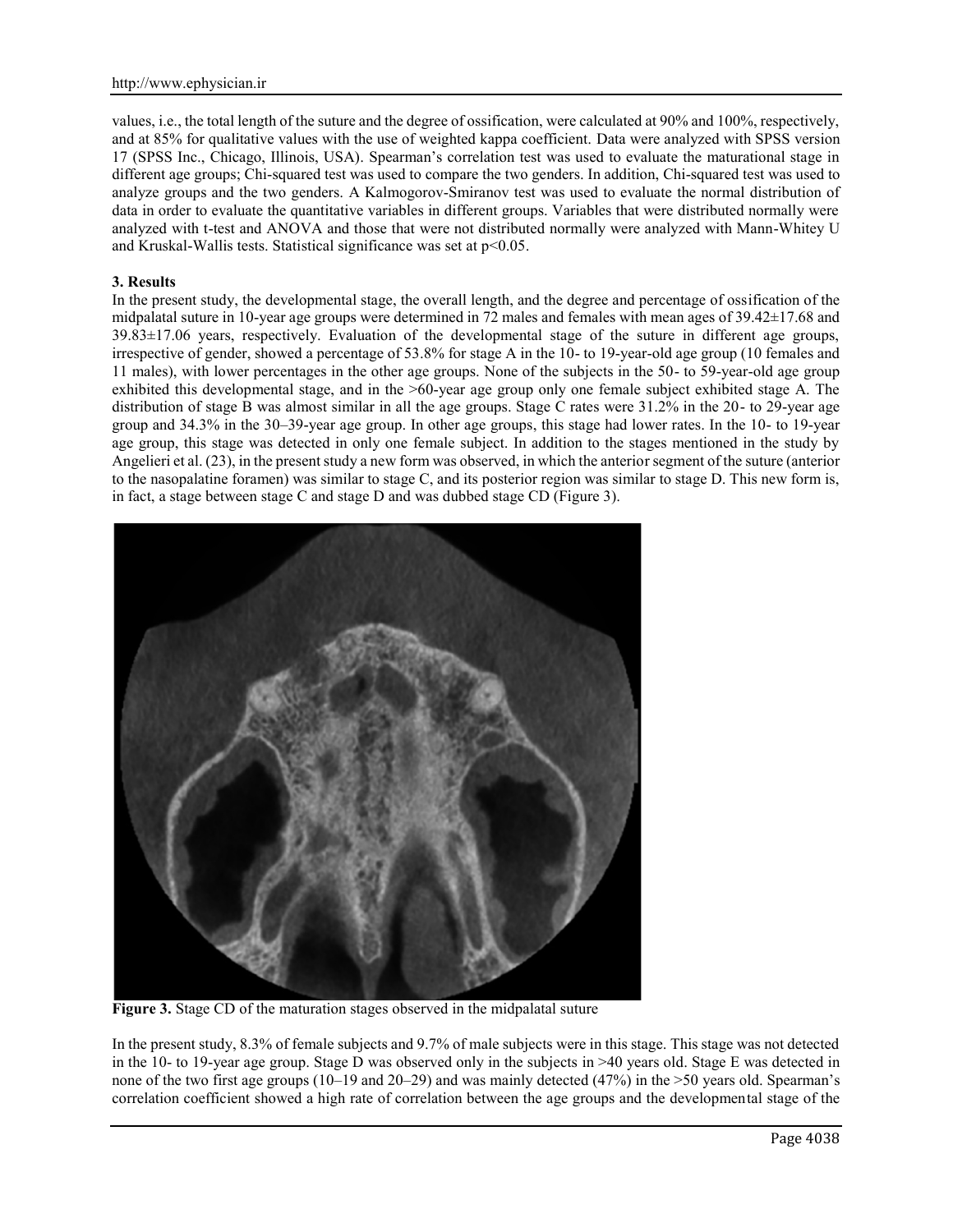values, i.e., the total length of the suture and the degree of ossification, were calculated at 90% and 100%, respectively, and at 85% for qualitative values with the use of weighted kappa coefficient. Data were analyzed with SPSS version 17 (SPSS Inc., Chicago, Illinois, USA). Spearman's correlation test was used to evaluate the maturational stage in different age groups; Chi-squared test was used to compare the two genders. In addition, Chi-squared test was used to analyze groups and the two genders. A Kalmogorov-Smiranov test was used to evaluate the normal distribution of data in order to evaluate the quantitative variables in different groups. Variables that were distributed normally were analyzed with t-test and ANOVA and those that were not distributed normally were analyzed with Mann-Whitey U and Kruskal-Wallis tests. Statistical significance was set at $p<0.05$.

### 3. Results

In the present study, the developmental stage, the overall length, and the degree and percentage of ossification of the midpalatal suture in 10-year age groups were determined in 72 males and females with mean ages of 39.42±17.68 and 39.83±17.06 years, respectively. Evaluation of the developmental stage of the suture in different age groups, irrespective of gender, showed a percentage of 53.8% for stage A in the 10- to 19-year-old age group (10 females and 11 males), with lower percentages in the other age groups. None of the subjects in the 50- to 59-year-old age group exhibited this developmental stage, and in the >60-year age group only one female subject exhibited stage A. The distribution of stage B was almost similar in all the age groups. Stage C rates were 31.2% in the 20- to 29-year age group and 34.3% in the 30–39-year age group. In other age groups, this stage had lower rates. In the 10- to 19-year age group, this stage was detected in only one female subject. In addition to the stages mentioned in the study by Angelieri et al. (23), in the present study a new form was observed, in which the anterior segment of the suture (anterior to the nasopalatine foramen) was similar to stage C, and its posterior region was similar to stage D. This new form is, in fact, a stage between stage C and stage D and was dubbed stage CD (Figure 3).

**Figure 3.** Stage CD of the maturation stages observed in the midpalatal suture

In the present study, 8.3% of female subjects and 9.7% of male subjects were in this stage. This stage was not detected in the 10- to 19-year age group. Stage D was observed only in the subjects in >40 years old. Stage E was detected in none of the two first age groups (10–19 and 20–29) and was mainly detected (47%) in the >50 years old. Spearman's correlation coefficient showed a high rate of correlation between the age groups and the developmental stage of the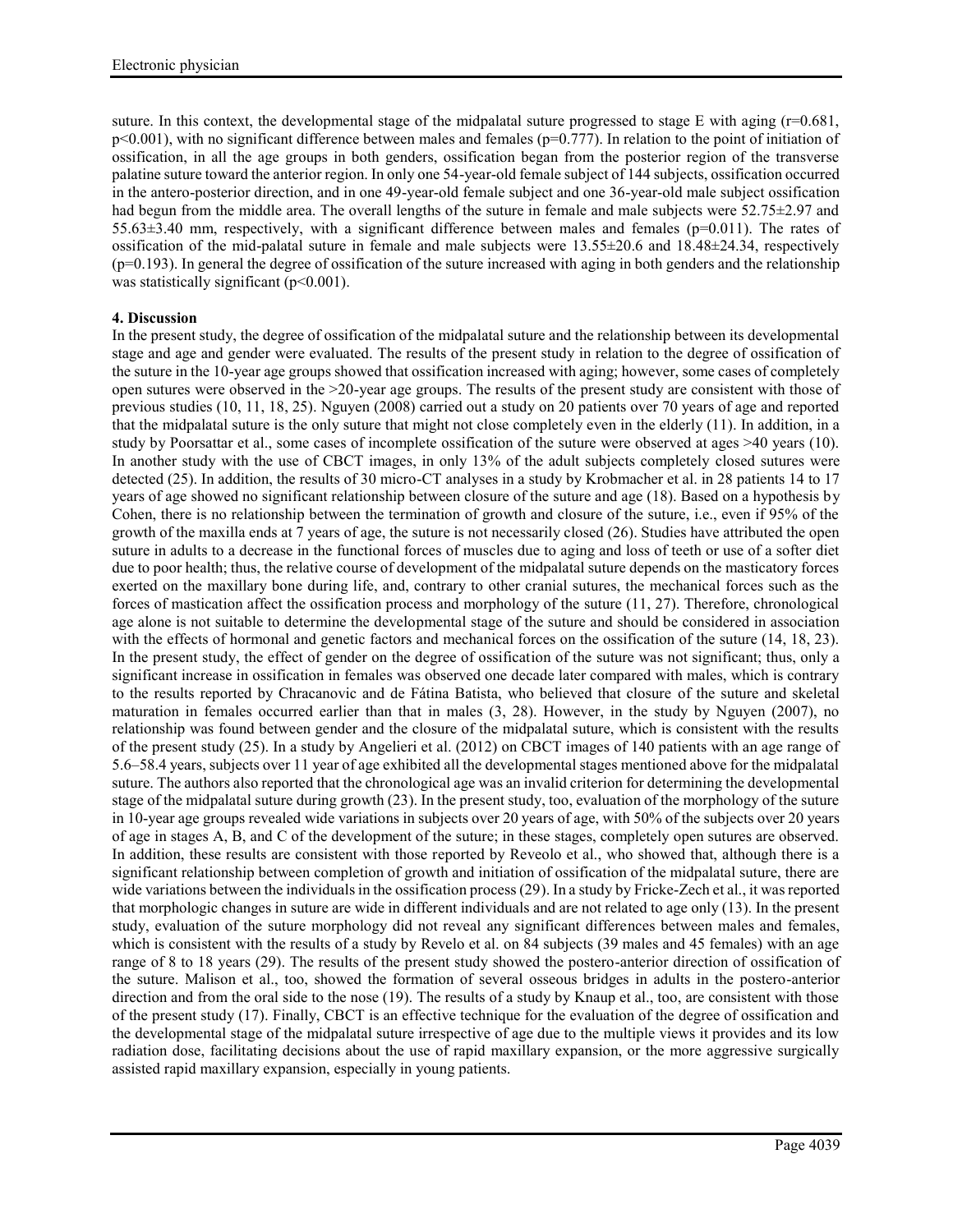suture. In this context, the developmental stage of the midpalatal suture progressed to stage E with aging ($r=0.681$, $p<0.001$), with no significant difference between males and females ($p=0.777$). In relation to the point of initiation of ossification, in all the age groups in both genders, ossification began from the posterior region of the transverse palatine suture toward the anterior region. In only one 54-year-old female subject of 144 subjects, ossification occurred in the antero-posterior direction, and in one 49-year-old female subject and one 36-year-old male subject ossification had begun from the middle area. The overall lengths of the suture in female and male subjects were 52.75±2.97 and 55.63±3.40 mm, respectively, with a significant difference between males and females ($p=0.011$). The rates of ossification of the mid-palatal suture in female and male subjects were 13.55±20.6 and 18.48±24.34, respectively ($p=0.193$). In general the degree of ossification of the suture increased with aging in both genders and the relationship was statistically significant ($p<0.001$).

## 4. Discussion

In the present study, the degree of ossification of the midpalatal suture and the relationship between its developmental stage and age and gender were evaluated. The results of the present study in relation to the degree of ossification of the suture in the 10-year age groups showed that ossification increased with aging; however, some cases of completely open sutures were observed in the >20-year age groups. The results of the present study are consistent with those of previous studies (10, 11, 18, 25). Nguyen (2008) carried out a study on 20 patients over 70 years of age and reported that the midpalatal suture is the only suture that might not close completely even in the elderly (11). In addition, in a study by Poorsattar et al., some cases of incomplete ossification of the suture were observed at ages >40 years (10). In another study with the use of CBCT images, in only 13% of the adult subjects completely closed sutures were detected (25). In addition, the results of 30 micro-CT analyses in a study by Krobmacher et al. in 28 patients 14 to 17 years of age showed no significant relationship between closure of the suture and age (18). Based on a hypothesis by Cohen, there is no relationship between the termination of growth and closure of the suture, i.e., even if 95% of the growth of the maxilla ends at 7 years of age, the suture is not necessarily closed (26). Studies have attributed the open suture in adults to a decrease in the functional forces of muscles due to aging and loss of teeth or use of a softer diet due to poor health; thus, the relative course of development of the midpalatal suture depends on the masticatory forces exerted on the maxillary bone during life, and, contrary to other cranial sutures, the mechanical forces such as the forces of mastication affect the ossification process and morphology of the suture (11, 27). Therefore, chronological age alone is not suitable to determine the developmental stage of the suture and should be considered in association with the effects of hormonal and genetic factors and mechanical forces on the ossification of the suture (14, 18, 23). In the present study, the effect of gender on the degree of ossification of the suture was not significant; thus, only a significant increase in ossification in females was observed one decade later compared with males, which is contrary to the results reported by Chracanovic and de Fátina Batista, who believed that closure of the suture and skeletal maturation in females occurred earlier than that in males (3, 28). However, in the study by Nguyen (2007), no relationship was found between gender and the closure of the midpalatal suture, which is consistent with the results of the present study (25). In a study by Angelieri et al. (2012) on CBCT images of 140 patients with an age range of 5.6–58.4 years, subjects over 11 year of age exhibited all the developmental stages mentioned above for the midpalatal suture. The authors also reported that the chronological age was an invalid criterion for determining the developmental stage of the midpalatal suture during growth (23). In the present study, too, evaluation of the morphology of the suture in 10-year age groups revealed wide variations in subjects over 20 years of age, with 50% of the subjects over 20 years of age in stages A, B, and C of the development of the suture; in these stages, completely open sutures are observed. In addition, these results are consistent with those reported by Reveolo et al., who showed that, although there is a significant relationship between completion of growth and initiation of ossification of the midpalatal suture, there are wide variations between the individuals in the ossification process (29). In a study by Fricke-Zech et al., it was reported that morphologic changes in suture are wide in different individuals and are not related to age only (13). In the present study, evaluation of the suture morphology did not reveal any significant differences between males and females, which is consistent with the results of a study by Revelo et al. on 84 subjects (39 males and 45 females) with an age range of 8 to 18 years (29). The results of the present study showed the postero-anterior direction of ossification of the suture. Malison et al., too, showed the formation of several osseous bridges in adults in the postero-anterior direction and from the oral side to the nose (19). The results of a study by Knaup et al., too, are consistent with those of the present study (17). Finally, CBCT is an effective technique for the evaluation of the degree of ossification and the developmental stage of the midpalatal suture irrespective of age due to the multiple views it provides and its low radiation dose, facilitating decisions about the use of rapid maxillary expansion, or the more aggressive surgically assisted rapid maxillary expansion, especially in young patients.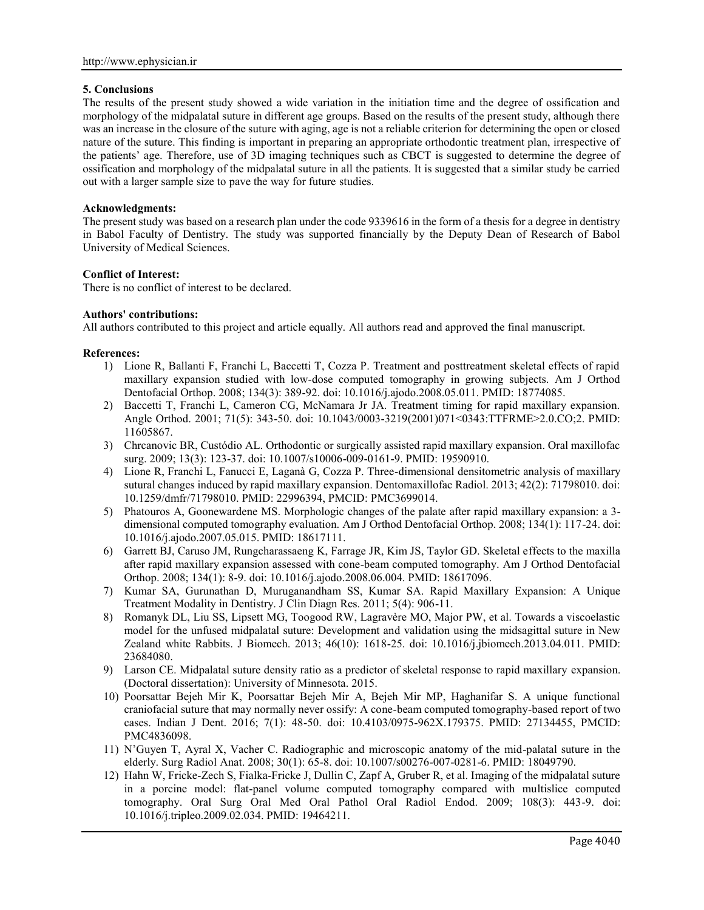## 5. Conclusions

The results of the present study showed a wide variation in the initiation time and the degree of ossification and morphology of the midpalatal suture in different age groups. Based on the results of the present study, although there was an increase in the closure of the suture with aging, age is not a reliable criterion for determining the open or closed nature of the suture. This finding is important in preparing an appropriate orthodontic treatment plan, irrespective of the patients' age. Therefore, use of 3D imaging techniques such as CBCT is suggested to determine the degree of ossification and morphology of the midpalatal suture in all the patients. It is suggested that a similar study be carried out with a larger sample size to pave the way for future studies.

**Acknowledgments:**

The present study was based on a research plan under the code 9339616 in the form of a thesis for a degree in dentistry in Babol Faculty of Dentistry. The study was supported financially by the Deputy Dean of Research of Babol University of Medical Sciences.

**Conflict of Interest:**

There is no conflict of interest to be declared.

**Authors' contributions:**

All authors contributed to this project and article equally. All authors read and approved the final manuscript.

**References:**

1) Lione R, Ballanti F, Franchi L, Baccetti T, Cozza P. Treatment and posttreatment skeletal effects of rapid maxillary expansion studied with low-dose computed tomography in growing subjects. Am J Orthod Dentofacial Orthop. 2008; 134(3): 389-92. doi: 10.1016/j.ajodo.2008.05.011. PMID: 18774085.
2) Baccetti T, Franchi L, Cameron CG, McNamara Jr JA. Treatment timing for rapid maxillary expansion. Angle Orthod. 2001; 71(5): 343-50. doi: 10.1043/0003-3219(2001)071<0343:TTFRME>2.0.CO;2. PMID: 11605867.
3) Chrcanovic BR, Custódio AL. Orthodontic or surgically assisted rapid maxillary expansion. Oral maxillofac surg. 2009; 13(3): 123-37. doi: 10.1007/s10006-009-0161-9. PMID: 19590910.
4) Lione R, Franchi L, Fanucci E, Laganà G, Cozza P. Three-dimensional densitometric analysis of maxillary sutural changes induced by rapid maxillary expansion. Dentomaxillofac Radiol. 2013; 42(2): 71798010. doi: 10.1259/dmfr/71798010. PMID: 22996394, PMCID: PMC3699014.
5) Phatouros A, Goonewardene MS. Morphologic changes of the palate after rapid maxillary expansion: a 3-dimensional computed tomography evaluation. Am J Orthod Dentofacial Orthop. 2008; 134(1): 117-24. doi: 10.1016/j.ajodo.2007.05.015. PMID: 18617111.
6) Garrett BJ, Caruso JM, Rungcharassaeng K, Farrage JR, Kim JS, Taylor GD. Skeletal effects to the maxilla after rapid maxillary expansion assessed with cone-beam computed tomography. Am J Orthod Dentofacial Orthop. 2008; 134(1): 8-9. doi: 10.1016/j.ajodo.2008.06.004. PMID: 18617096.
7) Kumar SA, Gurunathan D, Muruganandham SS, Kumar SA. Rapid Maxillary Expansion: A Unique Treatment Modality in Dentistry. J Clin Diagn Res. 2011; 5(4): 906-11.
8) Romanyk DL, Liu SS, Lipsett MG, Toogood RW, Lagravère MO, Major PW, et al. Towards a viscoelastic model for the unfused midpalatal suture: Development and validation using the midsagittal suture in New Zealand white Rabbits. J Biomech. 2013; 46(10): 1618-25. doi: 10.1016/j.jbiomech.2013.04.011. PMID: 23684080.
9) Larson CE. Midpalatal suture density ratio as a predictor of skeletal response to rapid maxillary expansion. (Doctoral dissertation): University of Minnesota. 2015.
10) Poorsattar Bejeh Mir K, Poorsattar Bejeh Mir A, Bejeh Mir MP, Haghanifar S. A unique functional craniofacial suture that may normally never ossify: A cone-beam computed tomography-based report of two cases. Indian J Dent. 2016; 7(1): 48-50. doi: 10.4103/0975-962X.179375. PMID: 27134455, PMCID: PMC4836098.
11) N'Guyen T, Ayral X, Vacher C. Radiographic and microscopic anatomy of the mid-palatal suture in the elderly. Surg Radiol Anat. 2008; 30(1): 65-8. doi: 10.1007/s00276-007-0281-6. PMID: 18049790.
12) Hahn W, Fricke-Zech S, Fialka-Fricke J, Dullin C, Zapf A, Gruber R, et al. Imaging of the midpalatal suture in a porcine model: flat-panel volume computed tomography compared with multislice computed tomography. Oral Surg Oral Med Oral Pathol Oral Radiol Endod. 2009; 108(3): 443-9. doi: 10.1016/j.tripleo.2009.02.034. PMID: 19464211.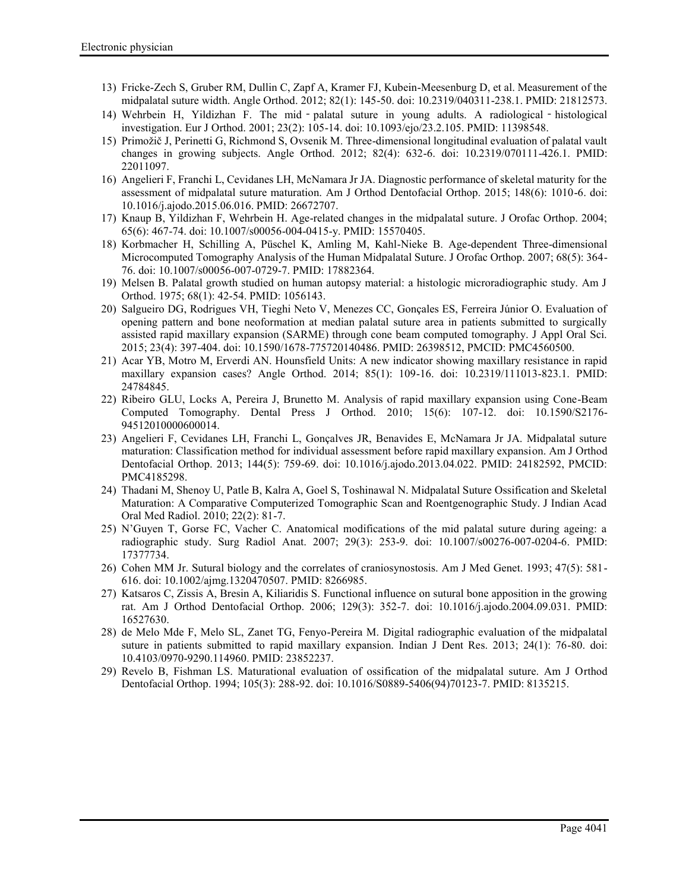13) Fricke-Zech S, Gruber RM, Dullin C, Zapf A, Kramer FJ, Kubein-Meesenburg D, et al. Measurement of the midpalatal suture width. Angle Orthod. 2012; 82(1): 145-50. doi: 10.2319/040311-238.1. PMID: 21812573.
14) Wehrbein H, Yildizhan F. The mid‐palatal suture in young adults. A radiological‐histological investigation. Eur J Orthod. 2001; 23(2): 105-14. doi: 10.1093/ejo/23.2.105. PMID: 11398548.
15) Primožič J, Perinetti G, Richmond S, Ovsenik M. Three-dimensional longitudinal evaluation of palatal vault changes in growing subjects. Angle Orthod. 2012; 82(4): 632-6. doi: 10.2319/070111-426.1. PMID: 22011097.
16) Angelieri F, Franchi L, Cevidanes LH, McNamara Jr JA. Diagnostic performance of skeletal maturity for the assessment of midpalatal suture maturation. Am J Orthod Dentofacial Orthop. 2015; 148(6): 1010-6. doi: 10.1016/j.ajodo.2015.06.016. PMID: 26672707.
17) Knaup B, Yildizhan F, Wehrbein H. Age-related changes in the midpalatal suture. J Orofac Orthop. 2004; 65(6): 467-74. doi: 10.1007/s00056-004-0415-y. PMID: 15570405.
18) Korbmacher H, Schilling A, Püschel K, Amling M, Kahl-Nieke B. Age-dependent Three-dimensional Microcomputed Tomography Analysis of the Human Midpalatal Suture. J Orofac Orthop. 2007; 68(5): 364-76. doi: 10.1007/s00056-007-0729-7. PMID: 17882364.
19) Melsen B. Palatal growth studied on human autopsy material: a histologic microradiographic study. Am J Orthod. 1975; 68(1): 42-54. PMID: 1056143.
20) Salgueiro DG, Rodrigues VH, Tieghi Neto V, Menezes CC, Gonçales ES, Ferreira Júnior O. Evaluation of opening pattern and bone neoformation at median palatal suture area in patients submitted to surgically assisted rapid maxillary expansion (SARME) through cone beam computed tomography. J Appl Oral Sci. 2015; 23(4): 397-404. doi: 10.1590/1678-775720140486. PMID: 26398512, PMCID: PMC4560500.
21) Acar YB, Motro M, Erverdi AN. Hounsfield Units: A new indicator showing maxillary resistance in rapid maxillary expansion cases? Angle Orthod. 2014; 85(1): 109-16. doi: 10.2319/111013-823.1. PMID: 24784845.
22) Ribeiro GLU, Locks A, Pereira J, Brunetto M. Analysis of rapid maxillary expansion using Cone-Beam Computed Tomography. Dental Press J Orthod. 2010; 15(6): 107-12. doi: 10.1590/S2176-94512010000600014.
23) Angelieri F, Cevidanes LH, Franchi L, Gonçalves JR, Benavides E, McNamara Jr JA. Midpalatal suture maturation: Classification method for individual assessment before rapid maxillary expansion. Am J Orthod Dentofacial Orthop. 2013; 144(5): 759-69. doi: 10.1016/j.ajodo.2013.04.022. PMID: 24182592, PMCID: PMC4185298.
24) Thadani M, Shenoy U, Patle B, Kalra A, Goel S, Toshinawal N. Midpalatal Suture Ossification and Skeletal Maturation: A Comparative Computerized Tomographic Scan and Roentgenographic Study. J Indian Acad Oral Med Radiol. 2010; 22(2): 81-7.
25) N'Guyen T, Gorse FC, Vacher C. Anatomical modifications of the mid palatal suture during ageing: a radiographic study. Surg Radiol Anat. 2007; 29(3): 253-9. doi: 10.1007/s00276-007-0204-6. PMID: 17377734.
26) Cohen MM Jr. Sutural biology and the correlates of craniosynostosis. Am J Med Genet. 1993; 47(5): 581-616. doi: 10.1002/ajmg.1320470507. PMID: 8266985.
27) Katsaros C, Zissis A, Bresin A, Kiliaridis S. Functional influence on sutural bone apposition in the growing rat. Am J Orthod Dentofacial Orthop. 2006; 129(3): 352-7. doi: 10.1016/j.ajodo.2004.09.031. PMID: 16527630.
28) de Melo Mde F, Melo SL, Zanet TG, Fenyo-Pereira M. Digital radiographic evaluation of the midpalatal suture in patients submitted to rapid maxillary expansion. Indian J Dent Res. 2013; 24(1): 76-80. doi: 10.4103/0970-9290.114960. PMID: 23852237.
29) Revelo B, Fishman LS. Maturational evaluation of ossification of the midpalatal suture. Am J Orthod Dentofacial Orthop. 1994; 105(3): 288-92. doi: 10.1016/S0889-5406(94)70123-7. PMID: 8135215.